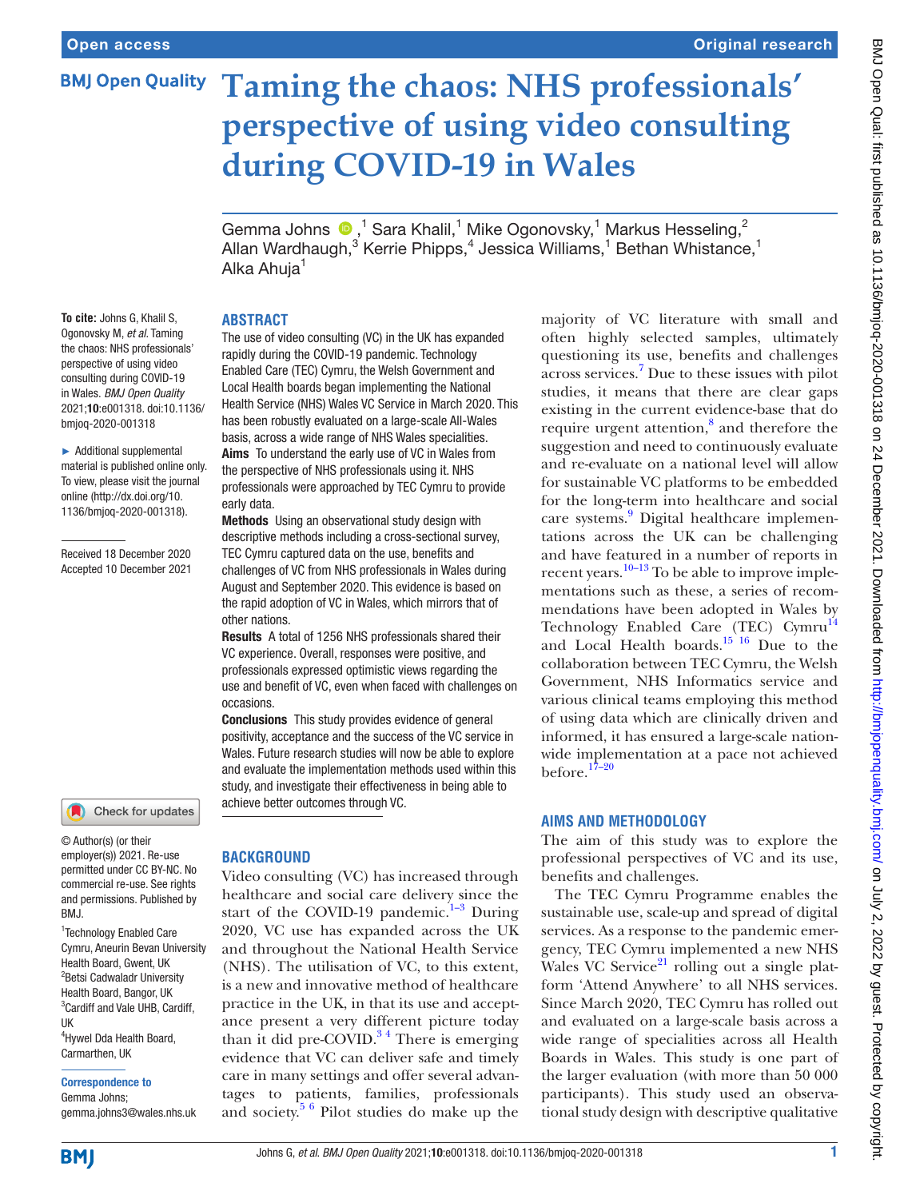Open access

Original research

# Taming the chaos: NHS professionals' perspective of using video consulting during COVID-19 in Wales

Gemma Johns,[1] Sara Khalil,[1] Mike Ogonovsky,[1] Markus Hesseling,[2] Allan Wardhaugh,[3] Kerrie Phipps,[4] Jessica Williams,[1] Bethan Whistance,[1] Alka Ahuja[1]

**To cite:** Johns G, Khalil S, Ogonovsky M, *et al*. Taming the chaos: NHS professionals' perspective of using video consulting during COVID-19 in Wales. *BMJ Open Quality* 2021;**10**:e001318. doi:10.1136/bmjoq-2020-001318

► Additional supplemental material is published online only. To view, please visit the journal online (http://dx.doi.org/10.1136/bmjoq-2020-001318).

Received 18 December 2020
Accepted 10 December 2021

© Author(s) (or their employer(s)) 2021. Re-use permitted under CC BY-NC. No commercial re-use. See rights and permissions. Published by BMJ.

[1]Technology Enabled Care Cymru, Aneurin Bevan University Health Board, Gwent, UK
[2]Betsi Cadwaladr University Health Board, Bangor, UK
[3]Cardiff and Vale UHB, Cardiff, UK
[4]Hywel Dda Health Board, Carmarthen, UK

**Correspondence to**
Gemma Johns;
gemma.johns3@wales.nhs.uk

## ABSTRACT

The use of video consulting (VC) in the UK has expanded rapidly during the COVID-19 pandemic. Technology Enabled Care (TEC) Cymru, the Welsh Government and Local Health boards began implementing the National Health Service (NHS) Wales VC Service in March 2020. This has been robustly evaluated on a large-scale All-Wales basis, across a wide range of NHS Wales specialities.

**Aims** To understand the early use of VC in Wales from the perspective of NHS professionals using it. NHS professionals were approached by TEC Cymru to provide early data.

**Methods** Using an observational study design with descriptive methods including a cross-sectional survey, TEC Cymru captured data on the use, benefits and challenges of VC from NHS professionals in Wales during August and September 2020. This evidence is based on the rapid adoption of VC in Wales, which mirrors that of other nations.

**Results** A total of 1256 NHS professionals shared their VC experience. Overall, responses were positive, and professionals expressed optimistic views regarding the use and benefit of VC, even when faced with challenges on occasions.

**Conclusions** This study provides evidence of general positivity, acceptance and the success of the VC service in Wales. Future research studies will now be able to explore and evaluate the implementation methods used within this study, and investigate their effectiveness in being able to achieve better outcomes through VC.

## BACKGROUND

Video consulting (VC) has increased through healthcare and social care delivery since the start of the COVID-19 pandemic.[1–3] During 2020, VC use has expanded across the UK and throughout the National Health Service (NHS). The utilisation of VC, to this extent, is a new and innovative method of healthcare practice in the UK, in that its use and acceptance present a very different picture today than it did pre-COVID.[3 4] There is emerging evidence that VC can deliver safe and timely care in many settings and offer several advantages to patients, families, professionals and society.[5 6] Pilot studies do make up the majority of VC literature with small and often highly selected samples, ultimately questioning its use, benefits and challenges across services.[7] Due to these issues with pilot studies, it means that there are clear gaps existing in the current evidence-base that do require urgent attention,[8] and therefore the suggestion and need to continuously evaluate and re-evaluate on a national level will allow for sustainable VC platforms to be embedded for the long-term into healthcare and social care systems.[9] Digital healthcare implementations across the UK can be challenging and have featured in a number of reports in recent years.[10–13] To be able to improve implementations such as these, a series of recommendations have been adopted in Wales by Technology Enabled Care (TEC) Cymru[14] and Local Health boards.[15 16] Due to the collaboration between TEC Cymru, the Welsh Government, NHS Informatics service and various clinical teams employing this method of using data which are clinically driven and informed, it has ensured a large-scale nationwide implementation at a pace not achieved before.[17–20]

## AIMS AND METHODOLOGY

The aim of this study was to explore the professional perspectives of VC and its use, benefits and challenges.

The TEC Cymru Programme enables the sustainable use, scale-up and spread of digital services. As a response to the pandemic emergency, TEC Cymru implemented a new NHS Wales VC Service[21] rolling out a single platform 'Attend Anywhere' to all NHS services. Since March 2020, TEC Cymru has rolled out and evaluated on a large-scale basis across a wide range of specialities across all Health Boards in Wales. This study is one part of the larger evaluation (with more than 50 000 participants). This study used an observational study design with descriptive qualitative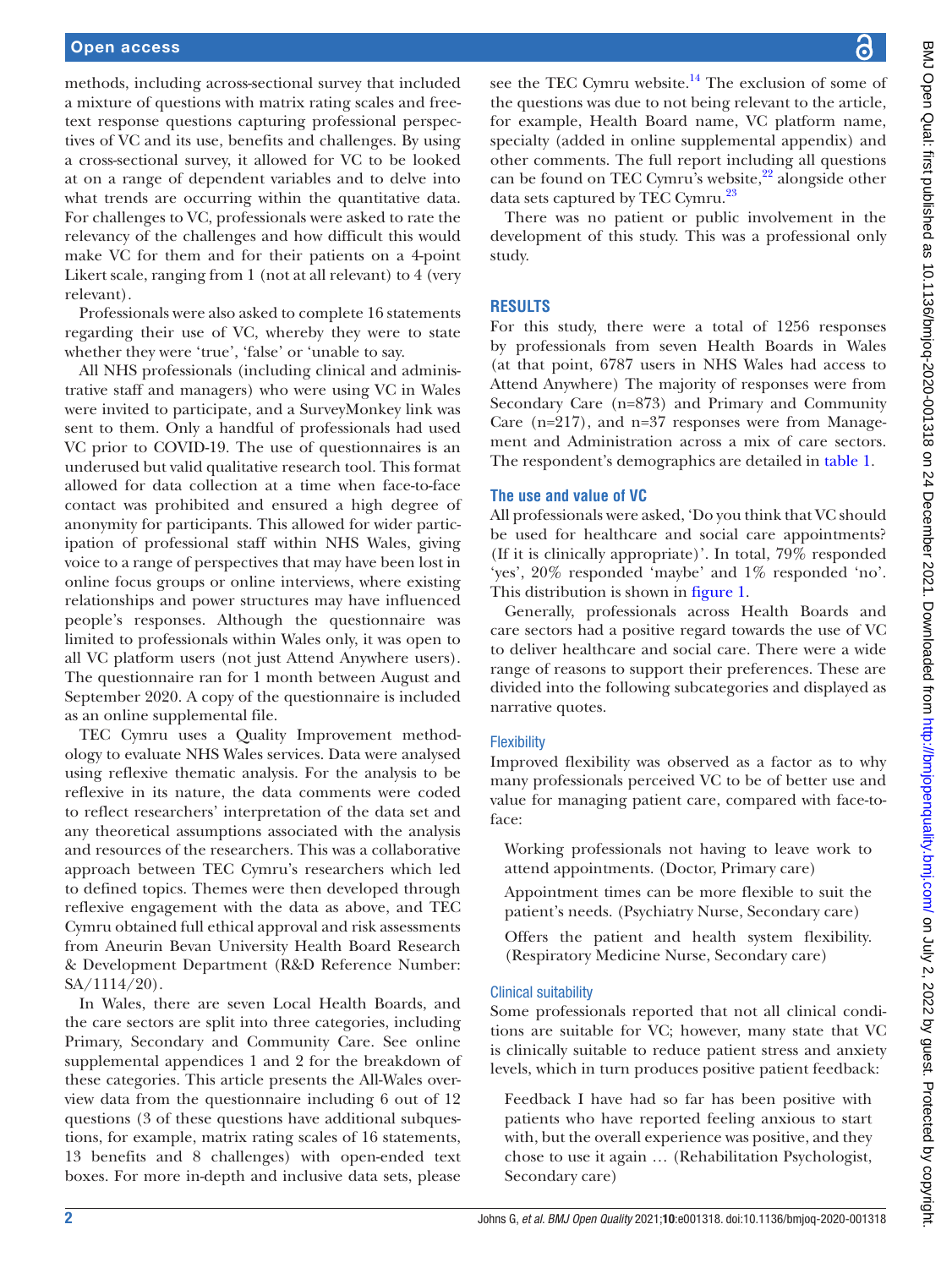methods, including across-sectional survey that included a mixture of questions with matrix rating scales and free-text response questions capturing professional perspectives of VC and its use, benefits and challenges. By using a cross-sectional survey, it allowed for VC to be looked at on a range of dependent variables and to delve into what trends are occurring within the quantitative data. For challenges to VC, professionals were asked to rate the relevancy of the challenges and how difficult this would make VC for them and for their patients on a 4-point Likert scale, ranging from 1 (not at all relevant) to 4 (very relevant).

Professionals were also asked to complete 16 statements regarding their use of VC, whereby they were to state whether they were 'true', 'false' or 'unable to say.

All NHS professionals (including clinical and administrative staff and managers) who were using VC in Wales were invited to participate, and a SurveyMonkey link was sent to them. Only a handful of professionals had used VC prior to COVID-19. The use of questionnaires is an underused but valid qualitative research tool. This format allowed for data collection at a time when face-to-face contact was prohibited and ensured a high degree of anonymity for participants. This allowed for wider participation of professional staff within NHS Wales, giving voice to a range of perspectives that may have been lost in online focus groups or online interviews, where existing relationships and power structures may have influenced people's responses. Although the questionnaire was limited to professionals within Wales only, it was open to all VC platform users (not just Attend Anywhere users). The questionnaire ran for 1 month between August and September 2020. A copy of the questionnaire is included as an online supplemental file.

TEC Cymru uses a Quality Improvement methodology to evaluate NHS Wales services. Data were analysed using reflexive thematic analysis. For the analysis to be reflexive in its nature, the data comments were coded to reflect researchers' interpretation of the data set and any theoretical assumptions associated with the analysis and resources of the researchers. This was a collaborative approach between TEC Cymru's researchers which led to defined topics. Themes were then developed through reflexive engagement with the data as above, and TEC Cymru obtained full ethical approval and risk assessments from Aneurin Bevan University Health Board Research & Development Department (R&D Reference Number: SA/1114/20).

In Wales, there are seven Local Health Boards, and the care sectors are split into three categories, including Primary, Secondary and Community Care. See online supplemental appendices 1 and 2 for the breakdown of these categories. This article presents the All-Wales overview data from the questionnaire including 6 out of 12 questions (3 of these questions have additional subquestions, for example, matrix rating scales of 16 statements, 13 benefits and 8 challenges) with open-ended text boxes. For more in-depth and inclusive data sets, please see the TEC Cymru website.[14] The exclusion of some of the questions was due to not being relevant to the article, for example, Health Board name, VC platform name, specialty (added in online supplemental appendix) and other comments. The full report including all questions can be found on TEC Cymru's website,[22] alongside other data sets captured by TEC Cymru.[23]

There was no patient or public involvement in the development of this study. This was a professional only study.

## RESULTS

For this study, there were a total of 1256 responses by professionals from seven Health Boards in Wales (at that point, 6787 users in NHS Wales had access to Attend Anywhere) The majority of responses were from Secondary Care (n=873) and Primary and Community Care (n=217), and n=37 responses were from Management and Administration across a mix of care sectors. The respondent's demographics are detailed in table 1.

### The use and value of VC

All professionals were asked, 'Do you think that VC should be used for healthcare and social care appointments? (If it is clinically appropriate)'. In total, 79% responded 'yes', 20% responded 'maybe' and 1% responded 'no'. This distribution is shown in figure 1.

Generally, professionals across Health Boards and care sectors had a positive regard towards the use of VC to deliver healthcare and social care. There were a wide range of reasons to support their preferences. These are divided into the following subcategories and displayed as narrative quotes.

#### Flexibility

Improved flexibility was observed as a factor as to why many professionals perceived VC to be of better use and value for managing patient care, compared with face-to-face:

> Working professionals not having to leave work to attend appointments. (Doctor, Primary care)
>
> Appointment times can be more flexible to suit the patient's needs. (Psychiatry Nurse, Secondary care)
>
> Offers the patient and health system flexibility. (Respiratory Medicine Nurse, Secondary care)

#### Clinical suitability

Some professionals reported that not all clinical conditions are suitable for VC; however, many state that VC is clinically suitable to reduce patient stress and anxiety levels, which in turn produces positive patient feedback:

> Feedback I have had so far has been positive with patients who have reported feeling anxious to start with, but the overall experience was positive, and they chose to use it again … (Rehabilitation Psychologist, Secondary care)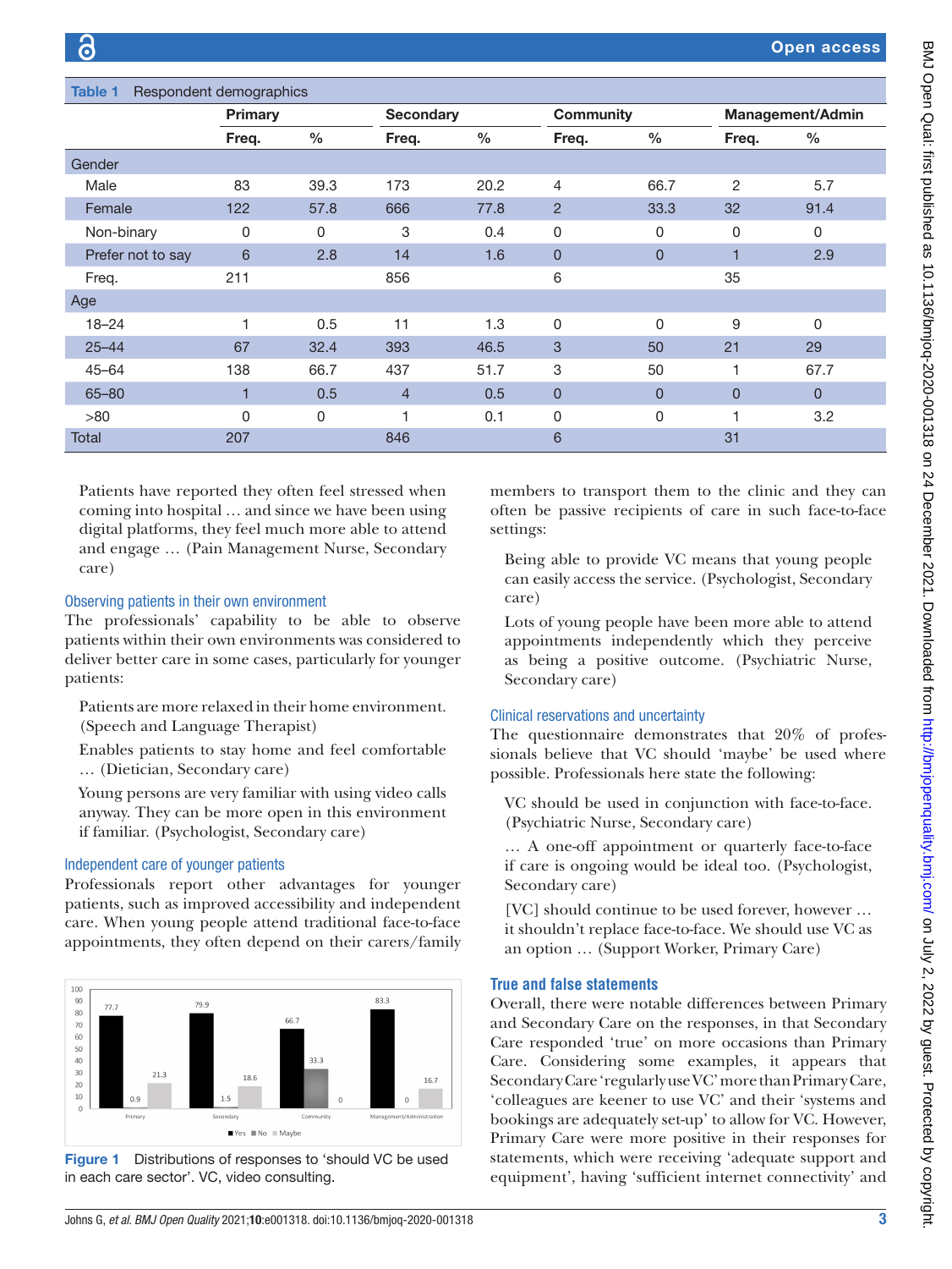**Table 1** Respondent demographics

| | Primary | | Secondary | | Community | | Management/Admin | |
|---|---|---|---|---|---|---|---|---|
| | Freq. | % | Freq. | % | Freq. | % | Freq. | % |
| **Gender** | | | | | | | | |
| Male | 83 | 39.3 | 173 | 20.2 | 4 | 66.7 | 2 | 5.7 |
| Female | 122 | 57.8 | 666 | 77.8 | 2 | 33.3 | 32 | 91.4 |
| Non-binary | 0 | 0 | 3 | 0.4 | 0 | 0 | 0 | 0 |
| Prefer not to say | 6 | 2.8 | 14 | 1.6 | 0 | 0 | 1 | 2.9 |
| Freq. | 211 | | 856 | | 6 | | 35 | |
| **Age** | | | | | | | | |
| 18–24 | 1 | 0.5 | 11 | 1.3 | 0 | 0 | 9 | 0 |
| 25–44 | 67 | 32.4 | 393 | 46.5 | 3 | 50 | 21 | 29 |
| 45–64 | 138 | 66.7 | 437 | 51.7 | 3 | 50 | 1 | 67.7 |
| 65–80 | 1 | 0.5 | 4 | 0.5 | 0 | 0 | 0 | 0 |
| >80 | 0 | 0 | 1 | 0.1 | 0 | 0 | 1 | 3.2 |
| Total | 207 | | 846 | | 6 | | 31 | |

> Patients have reported they often feel stressed when coming into hospital … and since we have been using digital platforms, they feel much more able to attend and engage … (Pain Management Nurse, Secondary care)

### Observing patients in their own environment

The professionals' capability to be able to observe patients within their own environments was considered to deliver better care in some cases, particularly for younger patients:

> Patients are more relaxed in their home environment. (Speech and Language Therapist)

> Enables patients to stay home and feel comfortable … (Dietician, Secondary care)

> Young persons are very familiar with using video calls anyway. They can be more open in this environment if familiar. (Psychologist, Secondary care)

### Independent care of younger patients

Professionals report other advantages for younger patients, such as improved accessibility and independent care. When young people attend traditional face-to-face appointments, they often depend on their carers/family members to transport them to the clinic and they can often be passive recipients of care in such face-to-face settings:

> Being able to provide VC means that young people can easily access the service. (Psychologist, Secondary care)

> Lots of young people have been more able to attend appointments independently which they perceive as being a positive outcome. (Psychiatric Nurse, Secondary care)

### Clinical reservations and uncertainty

The questionnaire demonstrates that 20% of professionals believe that VC should 'maybe' be used where possible. Professionals here state the following:

> VC should be used in conjunction with face-to-face. (Psychiatric Nurse, Secondary care)

> … A one-off appointment or quarterly face-to-face if care is ongoing would be ideal too. (Psychologist, Secondary care)

> [VC] should continue to be used forever, however … it shouldn't replace face-to-face. We should use VC as an option … (Support Worker, Primary Care)

**Figure 1** Distributions of responses to 'should VC be used in each care sector'. VC, video consulting.

## True and false statements

Overall, there were notable differences between Primary and Secondary Care on the responses, in that Secondary Care responded 'true' on more occasions than Primary Care. Considering some examples, it appears that Secondary Care 'regularly use VC' more than Primary Care, 'colleagues are keener to use VC' and their 'systems and bookings are adequately set-up' to allow for VC. However, Primary Care were more positive in their responses for statements, which were receiving 'adequate support and equipment', having 'sufficient internet connectivity' and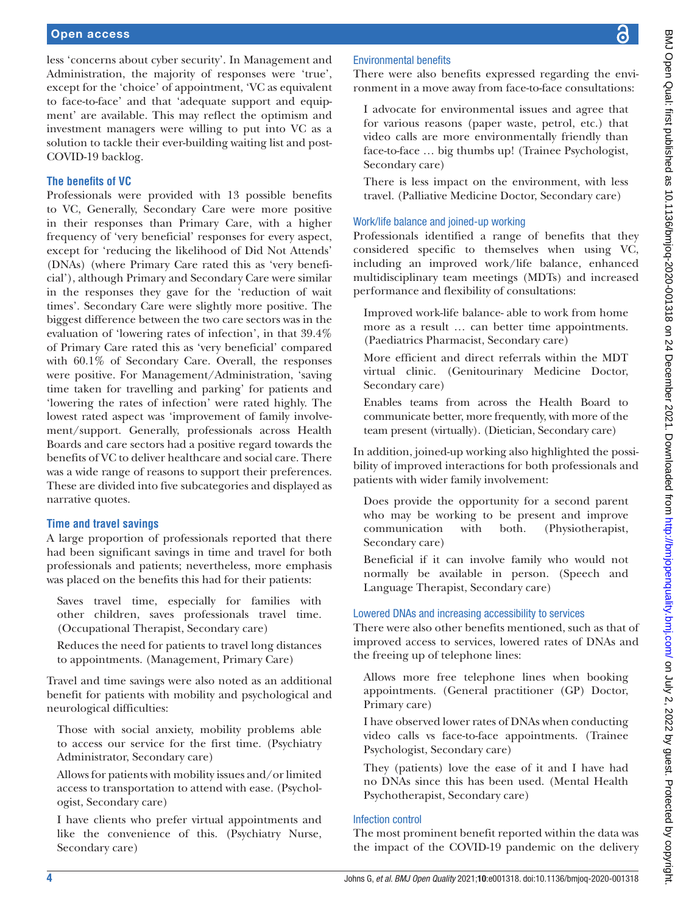less 'concerns about cyber security'. In Management and Administration, the majority of responses were 'true', except for the 'choice' of appointment, 'VC as equivalent to face-to-face' and that 'adequate support and equipment' are available. This may reflect the optimism and investment managers were willing to put into VC as a solution to tackle their ever-building waiting list and post-COVID-19 backlog.

### The benefits of VC

Professionals were provided with 13 possible benefits to VC, Generally, Secondary Care were more positive in their responses than Primary Care, with a higher frequency of 'very beneficial' responses for every aspect, except for 'reducing the likelihood of Did Not Attends' (DNAs) (where Primary Care rated this as 'very beneficial'), although Primary and Secondary Care were similar in the responses they gave for the 'reduction of wait times'. Secondary Care were slightly more positive. The biggest difference between the two care sectors was in the evaluation of 'lowering rates of infection', in that 39.4% of Primary Care rated this as 'very beneficial' compared with 60.1% of Secondary Care. Overall, the responses were positive. For Management/Administration, 'saving time taken for travelling and parking' for patients and 'lowering the rates of infection' were rated highly. The lowest rated aspect was 'improvement of family involvement/support. Generally, professionals across Health Boards and care sectors had a positive regard towards the benefits of VC to deliver healthcare and social care. There was a wide range of reasons to support their preferences. These are divided into five subcategories and displayed as narrative quotes.

### Time and travel savings

A large proportion of professionals reported that there had been significant savings in time and travel for both professionals and patients; nevertheless, more emphasis was placed on the benefits this had for their patients:

> Saves travel time, especially for families with other children, saves professionals travel time. (Occupational Therapist, Secondary care)

> Reduces the need for patients to travel long distances to appointments. (Management, Primary Care)

Travel and time savings were also noted as an additional benefit for patients with mobility and psychological and neurological difficulties:

> Those with social anxiety, mobility problems able to access our service for the first time. (Psychiatry Administrator, Secondary care)

> Allows for patients with mobility issues and/or limited access to transportation to attend with ease. (Psychologist, Secondary care)

> I have clients who prefer virtual appointments and like the convenience of this. (Psychiatry Nurse, Secondary care)

#### Environmental benefits

There were also benefits expressed regarding the environment in a move away from face-to-face consultations:

> I advocate for environmental issues and agree that for various reasons (paper waste, petrol, etc.) that video calls are more environmentally friendly than face-to-face … big thumbs up! (Trainee Psychologist, Secondary care)

> There is less impact on the environment, with less travel. (Palliative Medicine Doctor, Secondary care)

#### Work/life balance and joined-up working

Professionals identified a range of benefits that they considered specific to themselves when using VC, including an improved work/life balance, enhanced multidisciplinary team meetings (MDTs) and increased performance and flexibility of consultations:

> Improved work-life balance- able to work from home more as a result … can better time appointments. (Paediatrics Pharmacist, Secondary care)

> More efficient and direct referrals within the MDT virtual clinic. (Genitourinary Medicine Doctor, Secondary care)

> Enables teams from across the Health Board to communicate better, more frequently, with more of the team present (virtually). (Dietician, Secondary care)

In addition, joined-up working also highlighted the possibility of improved interactions for both professionals and patients with wider family involvement:

> Does provide the opportunity for a second parent who may be working to be present and improve communication with both. (Physiotherapist, Secondary care)

> Beneficial if it can involve family who would not normally be available in person. (Speech and Language Therapist, Secondary care)

#### Lowered DNAs and increasing accessibility to services

There were also other benefits mentioned, such as that of improved access to services, lowered rates of DNAs and the freeing up of telephone lines:

> Allows more free telephone lines when booking appointments. (General practitioner (GP) Doctor, Primary care)

> I have observed lower rates of DNAs when conducting video calls vs face-to-face appointments. (Trainee Psychologist, Secondary care)

> They (patients) love the ease of it and I have had no DNAs since this has been used. (Mental Health Psychotherapist, Secondary care)

#### Infection control

The most prominent benefit reported within the data was the impact of the COVID-19 pandemic on the delivery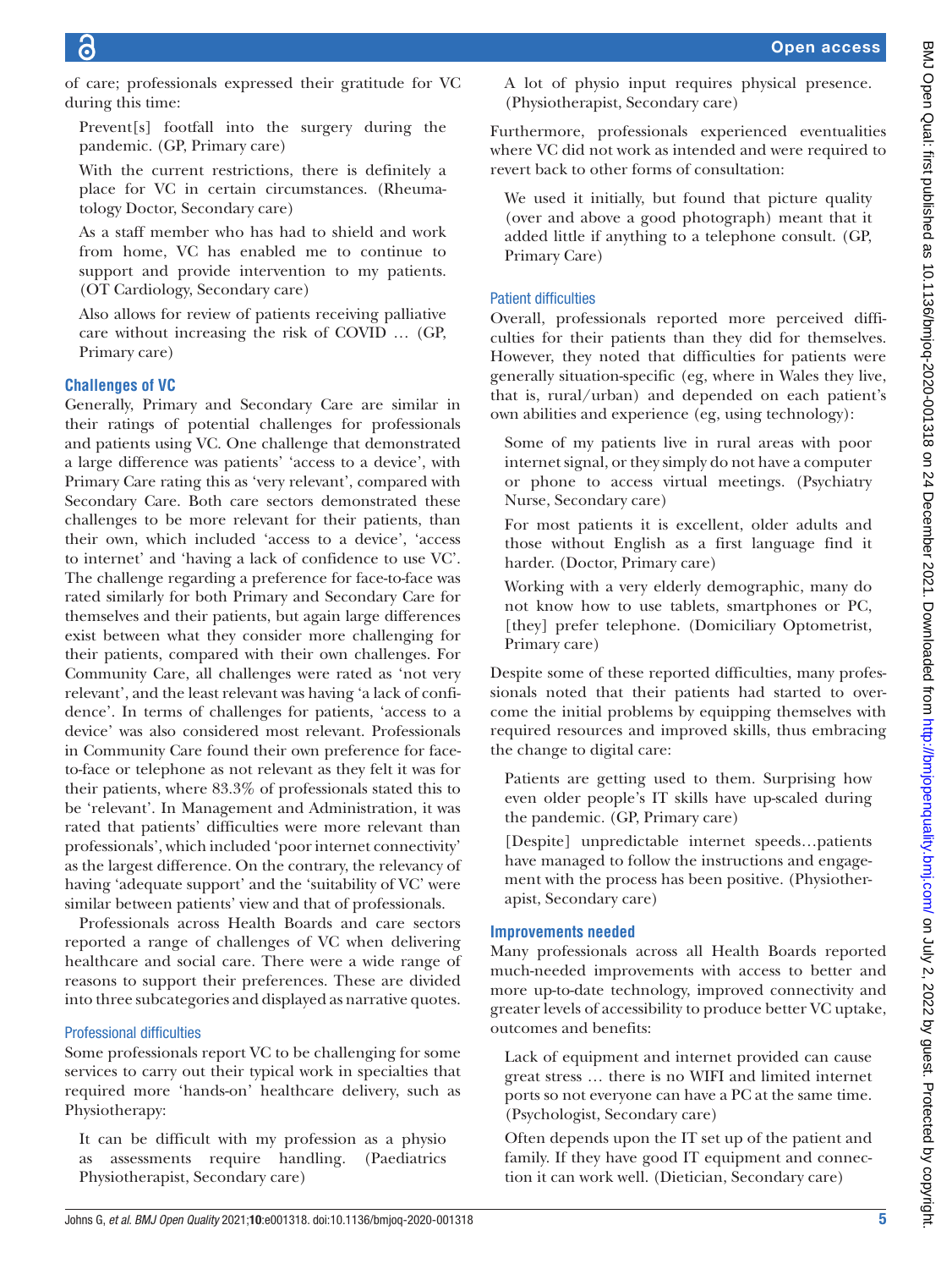of care; professionals expressed their gratitude for VC during this time:

> Prevent[s] footfall into the surgery during the pandemic. (GP, Primary care)

> With the current restrictions, there is definitely a place for VC in certain circumstances. (Rheumatology Doctor, Secondary care)

> As a staff member who has had to shield and work from home, VC has enabled me to continue to support and provide intervention to my patients. (OT Cardiology, Secondary care)

> Also allows for review of patients receiving palliative care without increasing the risk of COVID … (GP, Primary care)

### Challenges of VC

Generally, Primary and Secondary Care are similar in their ratings of potential challenges for professionals and patients using VC. One challenge that demonstrated a large difference was patients' 'access to a device', with Primary Care rating this as 'very relevant', compared with Secondary Care. Both care sectors demonstrated these challenges to be more relevant for their patients, than their own, which included 'access to a device', 'access to internet' and 'having a lack of confidence to use VC'. The challenge regarding a preference for face-to-face was rated similarly for both Primary and Secondary Care for themselves and their patients, but again large differences exist between what they consider more challenging for their patients, compared with their own challenges. For Community Care, all challenges were rated as 'not very relevant', and the least relevant was having 'a lack of confidence'. In terms of challenges for patients, 'access to a device' was also considered most relevant. Professionals in Community Care found their own preference for face-to-face or telephone as not relevant as they felt it was for their patients, where 83.3% of professionals stated this to be 'relevant'. In Management and Administration, it was rated that patients' difficulties were more relevant than professionals', which included 'poor internet connectivity' as the largest difference. On the contrary, the relevancy of having 'adequate support' and the 'suitability of VC' were similar between patients' view and that of professionals.

Professionals across Health Boards and care sectors reported a range of challenges of VC when delivering healthcare and social care. There were a wide range of reasons to support their preferences. These are divided into three subcategories and displayed as narrative quotes.

#### Professional difficulties

Some professionals report VC to be challenging for some services to carry out their typical work in specialties that required more 'hands-on' healthcare delivery, such as Physiotherapy:

> It can be difficult with my profession as a physio as assessments require handling. (Paediatrics Physiotherapist, Secondary care)

> A lot of physio input requires physical presence. (Physiotherapist, Secondary care)

Furthermore, professionals experienced eventualities where VC did not work as intended and were required to revert back to other forms of consultation:

> We used it initially, but found that picture quality (over and above a good photograph) meant that it added little if anything to a telephone consult. (GP, Primary Care)

#### Patient difficulties

Overall, professionals reported more perceived difficulties for their patients than they did for themselves. However, they noted that difficulties for patients were generally situation-specific (eg, where in Wales they live, that is, rural/urban) and depended on each patient's own abilities and experience (eg, using technology):

> Some of my patients live in rural areas with poor internet signal, or they simply do not have a computer or phone to access virtual meetings. (Psychiatry Nurse, Secondary care)

> For most patients it is excellent, older adults and those without English as a first language find it harder. (Doctor, Primary care)

> Working with a very elderly demographic, many do not know how to use tablets, smartphones or PC, [they] prefer telephone. (Domiciliary Optometrist, Primary care)

Despite some of these reported difficulties, many professionals noted that their patients had started to overcome the initial problems by equipping themselves with required resources and improved skills, thus embracing the change to digital care:

> Patients are getting used to them. Surprising how even older people's IT skills have up-scaled during the pandemic. (GP, Primary care)

> [Despite] unpredictable internet speeds…patients have managed to follow the instructions and engagement with the process has been positive. (Physiotherapist, Secondary care)

### Improvements needed

Many professionals across all Health Boards reported much-needed improvements with access to better and more up-to-date technology, improved connectivity and greater levels of accessibility to produce better VC uptake, outcomes and benefits:

> Lack of equipment and internet provided can cause great stress … there is no WIFI and limited internet ports so not everyone can have a PC at the same time. (Psychologist, Secondary care)

> Often depends upon the IT set up of the patient and family. If they have good IT equipment and connection it can work well. (Dietician, Secondary care)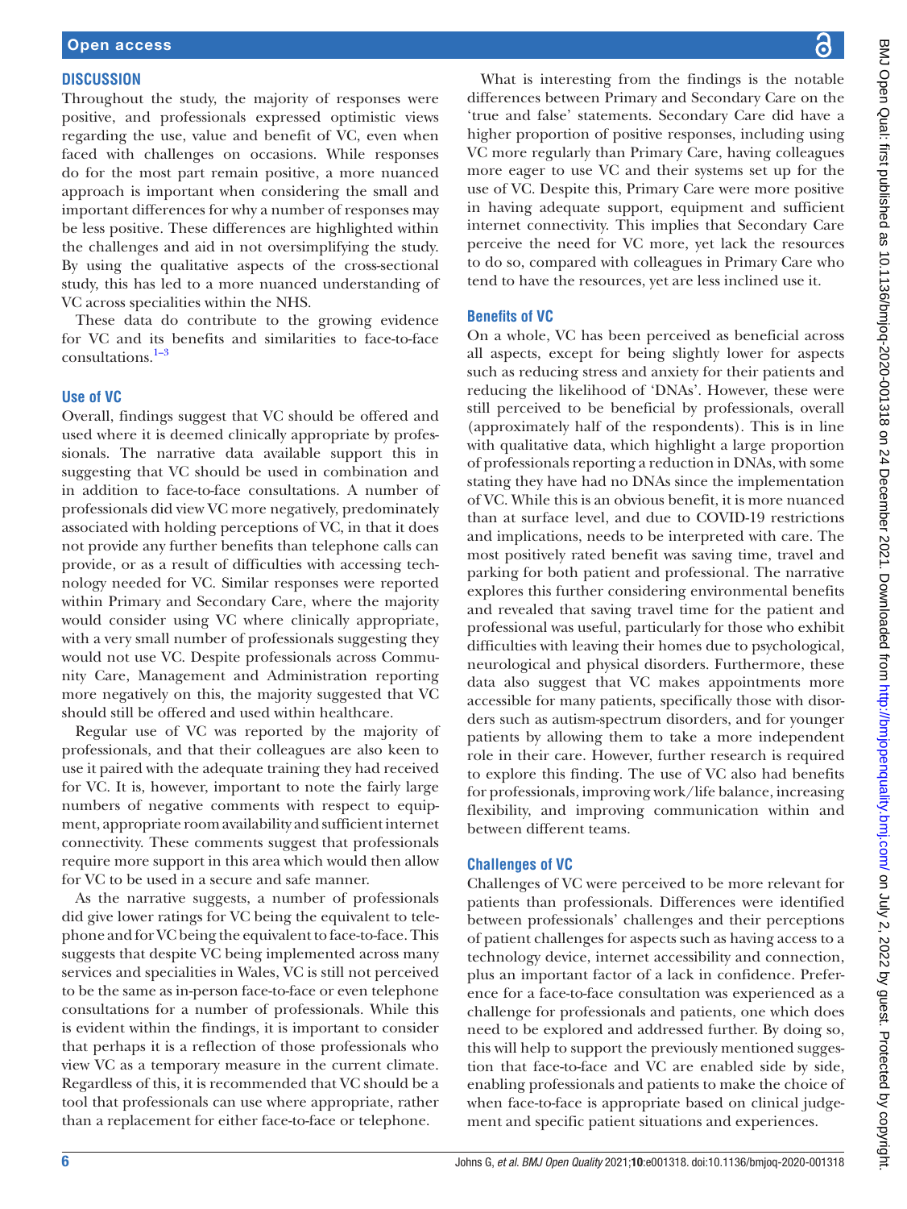## DISCUSSION

Throughout the study, the majority of responses were positive, and professionals expressed optimistic views regarding the use, value and benefit of VC, even when faced with challenges on occasions. While responses do for the most part remain positive, a more nuanced approach is important when considering the small and important differences for why a number of responses may be less positive. These differences are highlighted within the challenges and aid in not oversimplifying the study. By using the qualitative aspects of the cross-sectional study, this has led to a more nuanced understanding of VC across specialities within the NHS.

These data do contribute to the growing evidence for VC and its benefits and similarities to face-to-face consultations.[1–3]

### Use of VC

Overall, findings suggest that VC should be offered and used where it is deemed clinically appropriate by professionals. The narrative data available support this in suggesting that VC should be used in combination and in addition to face-to-face consultations. A number of professionals did view VC more negatively, predominately associated with holding perceptions of VC, in that it does not provide any further benefits than telephone calls can provide, or as a result of difficulties with accessing technology needed for VC. Similar responses were reported within Primary and Secondary Care, where the majority would consider using VC where clinically appropriate, with a very small number of professionals suggesting they would not use VC. Despite professionals across Community Care, Management and Administration reporting more negatively on this, the majority suggested that VC should still be offered and used within healthcare.

Regular use of VC was reported by the majority of professionals, and that their colleagues are also keen to use it paired with the adequate training they had received for VC. It is, however, important to note the fairly large numbers of negative comments with respect to equipment, appropriate room availability and sufficient internet connectivity. These comments suggest that professionals require more support in this area which would then allow for VC to be used in a secure and safe manner.

As the narrative suggests, a number of professionals did give lower ratings for VC being the equivalent to telephone and for VC being the equivalent to face-to-face. This suggests that despite VC being implemented across many services and specialities in Wales, VC is still not perceived to be the same as in-person face-to-face or even telephone consultations for a number of professionals. While this is evident within the findings, it is important to consider that perhaps it is a reflection of those professionals who view VC as a temporary measure in the current climate. Regardless of this, it is recommended that VC should be a tool that professionals can use where appropriate, rather than a replacement for either face-to-face or telephone.

What is interesting from the findings is the notable differences between Primary and Secondary Care on the 'true and false' statements. Secondary Care did have a higher proportion of positive responses, including using VC more regularly than Primary Care, having colleagues more eager to use VC and their systems set up for the use of VC. Despite this, Primary Care were more positive in having adequate support, equipment and sufficient internet connectivity. This implies that Secondary Care perceive the need for VC more, yet lack the resources to do so, compared with colleagues in Primary Care who tend to have the resources, yet are less inclined use it.

### Benefits of VC

On a whole, VC has been perceived as beneficial across all aspects, except for being slightly lower for aspects such as reducing stress and anxiety for their patients and reducing the likelihood of 'DNAs'. However, these were still perceived to be beneficial by professionals, overall (approximately half of the respondents). This is in line with qualitative data, which highlight a large proportion of professionals reporting a reduction in DNAs, with some stating they have had no DNAs since the implementation of VC. While this is an obvious benefit, it is more nuanced than at surface level, and due to COVID-19 restrictions and implications, needs to be interpreted with care. The most positively rated benefit was saving time, travel and parking for both patient and professional. The narrative explores this further considering environmental benefits and revealed that saving travel time for the patient and professional was useful, particularly for those who exhibit difficulties with leaving their homes due to psychological, neurological and physical disorders. Furthermore, these data also suggest that VC makes appointments more accessible for many patients, specifically those with disorders such as autism-spectrum disorders, and for younger patients by allowing them to take a more independent role in their care. However, further research is required to explore this finding. The use of VC also had benefits for professionals, improving work/life balance, increasing flexibility, and improving communication within and between different teams.

### Challenges of VC

Challenges of VC were perceived to be more relevant for patients than professionals. Differences were identified between professionals' challenges and their perceptions of patient challenges for aspects such as having access to a technology device, internet accessibility and connection, plus an important factor of a lack in confidence. Preference for a face-to-face consultation was experienced as a challenge for professionals and patients, one which does need to be explored and addressed further. By doing so, this will help to support the previously mentioned suggestion that face-to-face and VC are enabled side by side, enabling professionals and patients to make the choice of when face-to-face is appropriate based on clinical judgement and specific patient situations and experiences.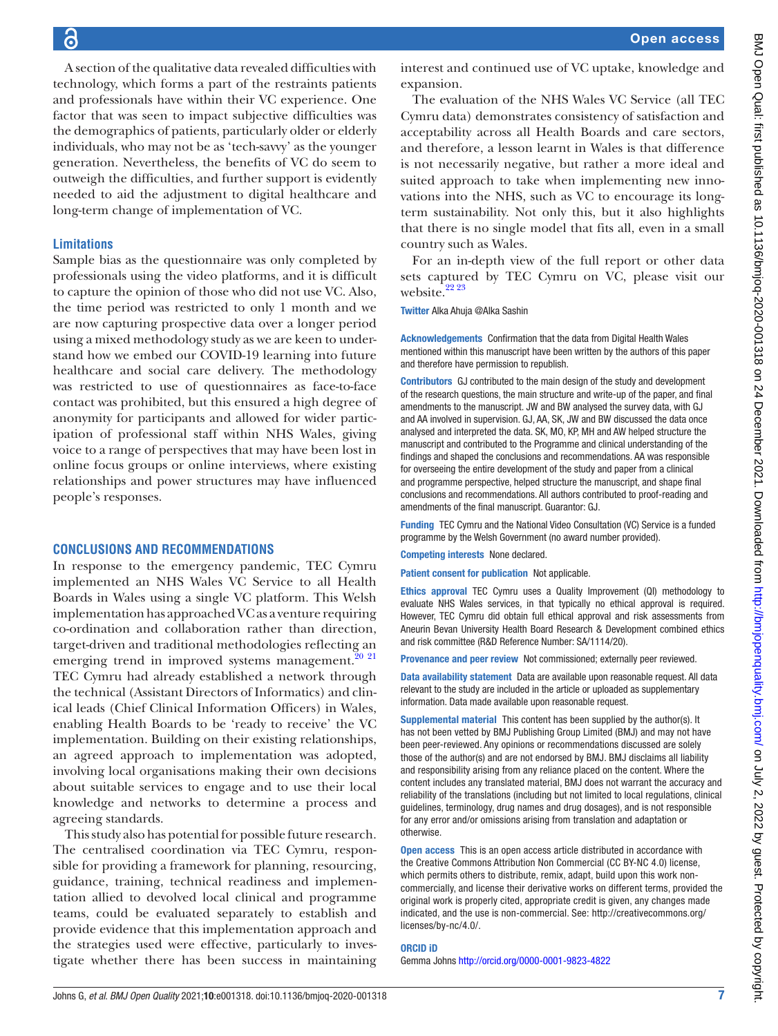A section of the qualitative data revealed difficulties with technology, which forms a part of the restraints patients and professionals have within their VC experience. One factor that was seen to impact subjective difficulties was the demographics of patients, particularly older or elderly individuals, who may not be as 'tech-savvy' as the younger generation. Nevertheless, the benefits of VC do seem to outweigh the difficulties, and further support is evidently needed to aid the adjustment to digital healthcare and long-term change of implementation of VC.

### Limitations

Sample bias as the questionnaire was only completed by professionals using the video platforms, and it is difficult to capture the opinion of those who did not use VC. Also, the time period was restricted to only 1 month and we are now capturing prospective data over a longer period using a mixed methodology study as we are keen to understand how we embed our COVID-19 learning into future healthcare and social care delivery. The methodology was restricted to use of questionnaires as face-to-face contact was prohibited, but this ensured a high degree of anonymity for participants and allowed for wider participation of professional staff within NHS Wales, giving voice to a range of perspectives that may have been lost in online focus groups or online interviews, where existing relationships and power structures may have influenced people's responses.

## CONCLUSIONS AND RECOMMENDATIONS

In response to the emergency pandemic, TEC Cymru implemented an NHS Wales VC Service to all Health Boards in Wales using a single VC platform. This Welsh implementation has approached VC as a venture requiring co-ordination and collaboration rather than direction, target-driven and traditional methodologies reflecting an emerging trend in improved systems management.[20 21] TEC Cymru had already established a network through the technical (Assistant Directors of Informatics) and clinical leads (Chief Clinical Information Officers) in Wales, enabling Health Boards to be 'ready to receive' the VC implementation. Building on their existing relationships, an agreed approach to implementation was adopted, involving local organisations making their own decisions about suitable services to engage and to use their local knowledge and networks to determine a process and agreeing standards.

This study also has potential for possible future research. The centralised coordination via TEC Cymru, responsible for providing a framework for planning, resourcing, guidance, training, technical readiness and implementation allied to devolved local clinical and programme teams, could be evaluated separately to establish and provide evidence that this implementation approach and the strategies used were effective, particularly to investigate whether there has been success in maintaining interest and continued use of VC uptake, knowledge and expansion.

The evaluation of the NHS Wales VC Service (all TEC Cymru data) demonstrates consistency of satisfaction and acceptability across all Health Boards and care sectors, and therefore, a lesson learnt in Wales is that difference is not necessarily negative, but rather a more ideal and suited approach to take when implementing new innovations into the NHS, such as VC to encourage its long-term sustainability. Not only this, but it also highlights that there is no single model that fits all, even in a small country such as Wales.

For an in-depth view of the full report or other data sets captured by TEC Cymru on VC, please visit our website.[22 23]

**Twitter** Alka Ahuja @Alka Sashin

**Acknowledgements** Confirmation that the data from Digital Health Wales mentioned within this manuscript have been written by the authors of this paper and therefore have permission to republish.

**Contributors** GJ contributed to the main design of the study and development of the research questions, the main structure and write-up of the paper, and final amendments to the manuscript. JW and BW analysed the survey data, with GJ and AA involved in supervision. GJ, AA, SK, JW and BW discussed the data once analysed and interpreted the data. SK, MO, KP, MH and AW helped structure the manuscript and contributed to the Programme and clinical understanding of the findings and shaped the conclusions and recommendations. AA was responsible for overseeing the entire development of the study and paper from a clinical and programme perspective, helped structure the manuscript, and shape final conclusions and recommendations. All authors contributed to proof-reading and amendments of the final manuscript. Guarantor: GJ.

**Funding** TEC Cymru and the National Video Consultation (VC) Service is a funded programme by the Welsh Government (no award number provided).

**Competing interests** None declared.

**Patient consent for publication** Not applicable.

**Ethics approval** TEC Cymru uses a Quality Improvement (QI) methodology to evaluate NHS Wales services, in that typically no ethical approval is required. However, TEC Cymru did obtain full ethical approval and risk assessments from Aneurin Bevan University Health Board Research & Development combined ethics and risk committee (R&D Reference Number: SA/1114/20).

**Provenance and peer review** Not commissioned; externally peer reviewed.

**Data availability statement** Data are available upon reasonable request. All data relevant to the study are included in the article or uploaded as supplementary information. Data made available upon reasonable request.

**Supplemental material** This content has been supplied by the author(s). It has not been vetted by BMJ Publishing Group Limited (BMJ) and may not have been peer-reviewed. Any opinions or recommendations discussed are solely those of the author(s) and are not endorsed by BMJ. BMJ disclaims all liability and responsibility arising from any reliance placed on the content. Where the content includes any translated material, BMJ does not warrant the accuracy and reliability of the translations (including but not limited to local regulations, clinical guidelines, terminology, drug names and drug dosages), and is not responsible for any error and/or omissions arising from translation and adaptation or otherwise.

**Open access** This is an open access article distributed in accordance with the Creative Commons Attribution Non Commercial (CC BY-NC 4.0) license, which permits others to distribute, remix, adapt, build upon this work non-commercially, and license their derivative works on different terms, provided the original work is properly cited, appropriate credit is given, any changes made indicated, and the use is non-commercial. See: http://creativecommons.org/licenses/by-nc/4.0/.

**ORCID iD**

Gemma Johns http://orcid.org/0000-0001-9823-4822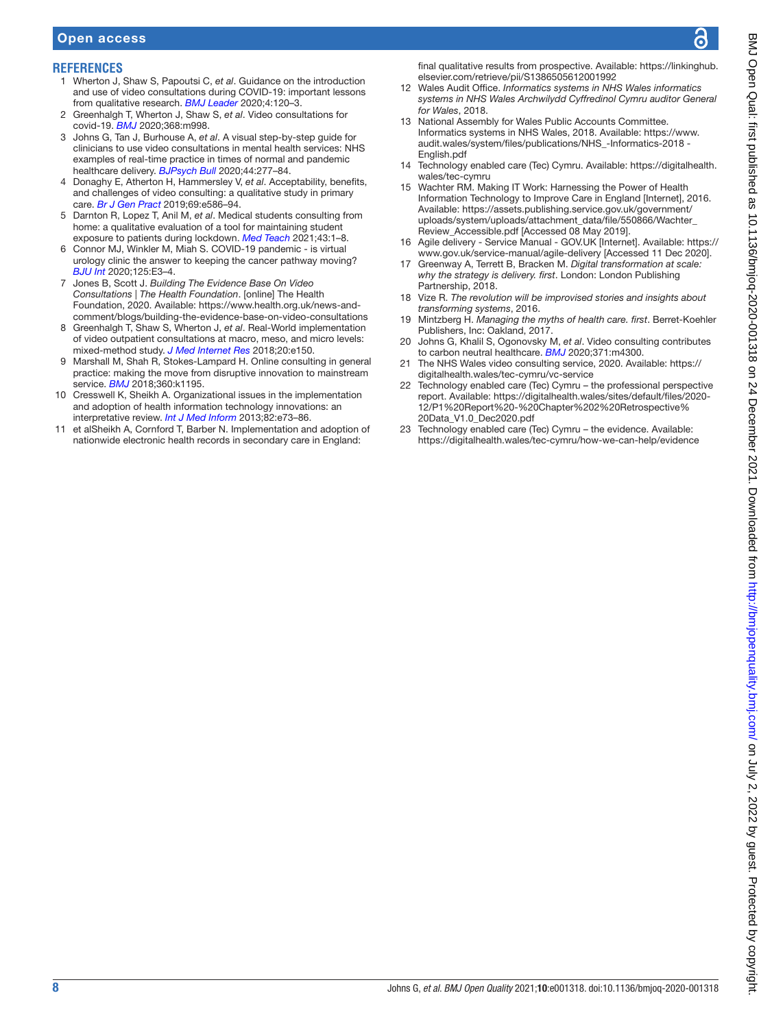## REFERENCES

1. Wherton J, Shaw S, Papoutsi C, *et al*. Guidance on the introduction and use of video consultations during COVID-19: important lessons from qualitative research. *BMJ Leader* 2020;4:120–3.
2. Greenhalgh T, Wherton J, Shaw S, *et al*. Video consultations for covid-19. *BMJ* 2020;368:m998.
3. Johns G, Tan J, Burhouse A, *et al*. A visual step-by-step guide for clinicians to use video consultations in mental health services: NHS examples of real-time practice in times of normal and pandemic healthcare delivery. *BJPsych Bull* 2020;44:277–84.
4. Donaghy E, Atherton H, Hammersley V, *et al*. Acceptability, benefits, and challenges of video consulting: a qualitative study in primary care. *Br J Gen Pract* 2019;69:e586–94.
5. Darnton R, Lopez T, Anil M, *et al*. Medical students consulting from home: a qualitative evaluation of a tool for maintaining student exposure to patients during lockdown. *Med Teach* 2021;43:1–8.
6. Connor MJ, Winkler M, Miah S. COVID-19 pandemic - is virtual urology clinic the answer to keeping the cancer pathway moving? *BJU Int* 2020;125:E3–4.
7. Jones B, Scott J. *Building The Evidence Base On Video Consultations | The Health Foundation*. [online] The Health Foundation, 2020. Available: https://www.health.org.uk/news-and-comment/blogs/building-the-evidence-base-on-video-consultations
8. Greenhalgh T, Shaw S, Wherton J, *et al*. Real-World implementation of video outpatient consultations at macro, meso, and micro levels: mixed-method study. *J Med Internet Res* 2018;20:e150.
9. Marshall M, Shah R, Stokes-Lampard H. Online consulting in general practice: making the move from disruptive innovation to mainstream service. *BMJ* 2018;360:k1195.
10. Cresswell K, Sheikh A. Organizational issues in the implementation and adoption of health information technology innovations: an interpretative review. *Int J Med Inform* 2013;82:e73–86.
11. et alSheikh A, Cornford T, Barber N. Implementation and adoption of nationwide electronic health records in secondary care in England: final qualitative results from prospective. Available: https://linkinghub.elsevier.com/retrieve/pii/S1386505612001992
12. Wales Audit Office. *Informatics systems in NHS Wales informatics systems in NHS Wales Archwilydd Cyffredinol Cymru auditor General for Wales*, 2018.
13. National Assembly for Wales Public Accounts Committee. Informatics systems in NHS Wales, 2018. Available: https://www.audit.wales/system/files/publications/NHS_-Informatics-2018 - English.pdf
14. Technology enabled care (Tec) Cymru. Available: https://digitalhealth.wales/tec-cymru
15. Wachter RM. Making IT Work: Harnessing the Power of Health Information Technology to Improve Care in England [Internet], 2016. Available: https://assets.publishing.service.gov.uk/government/uploads/system/uploads/attachment_data/file/550866/Wachter_Review_Accessible.pdf [Accessed 08 May 2019].
16. Agile delivery - Service Manual - GOV.UK [Internet]. Available: https://www.gov.uk/service-manual/agile-delivery [Accessed 11 Dec 2020].
17. Greenway A, Terrett B, Bracken M. *Digital transformation at scale: why the strategy is delivery. first*. London: London Publishing Partnership, 2018.
18. Vize R. *The revolution will be improvised stories and insights about transforming systems*, 2016.
19. Mintzberg H. *Managing the myths of health care. first*. Berret-Koehler Publishers, Inc: Oakland, 2017.
20. Johns G, Khalil S, Ogonovsky M, *et al*. Video consulting contributes to carbon neutral healthcare. *BMJ* 2020;371:m4300.
21. The NHS Wales video consulting service, 2020. Available: https://digitalhealth.wales/tec-cymru/vc-service
22. Technology enabled care (Tec) Cymru – the professional perspective report. Available: https://digitalhealth.wales/sites/default/files/2020-12/P1%20Report%20-%20Chapter%202%20Retrospective%20Data_V1.0_Dec2020.pdf
23. Technology enabled care (Tec) Cymru – the evidence. Available: https://digitalhealth.wales/tec-cymru/how-we-can-help/evidence